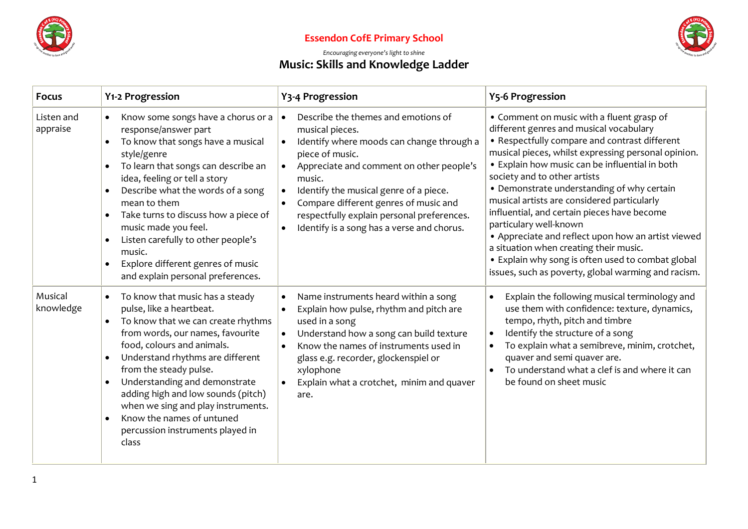# Essendon CofE Primary School

*Encouraging everyone's light to shine*

## Music: Skills and Knowledge Ladder

| Focus | Y1-2 Progression | Y3-4 Progression | Y5-6 Progression |
|---|---|---|---|
| Listen and appraise | • Know some songs have a chorus or a response/answer part<br>• To know that songs have a musical style/genre<br>• To learn that songs can describe an idea, feeling or tell a story<br>• Describe what the words of a song mean to them<br>• Take turns to discuss how a piece of music made you feel.<br>• Listen carefully to other people's music.<br>• Explore different genres of music and explain personal preferences. | • Describe the themes and emotions of musical pieces.<br>• Identify where moods can change through a piece of music.<br>• Appreciate and comment on other people's music.<br>• Identify the musical genre of a piece.<br>• Compare different genres of music and respectfully explain personal preferences.<br>• Identify is a song has a verse and chorus. | • Comment on music with a fluent grasp of different genres and musical vocabulary<br>• Respectfully compare and contrast different musical pieces, whilst expressing personal opinion.<br>• Explain how music can be influential in both society and to other artists<br>• Demonstrate understanding of why certain musical artists are considered particularly influential, and certain pieces have become particularly well-known<br>• Appreciate and reflect upon how an artist viewed a situation when creating their music.<br>• Explain why song is often used to combat global issues, such as poverty, global warming and racism. |
| Musical knowledge | • To know that music has a steady pulse, like a heartbeat.<br>• To know that we can create rhythms from words, our names, favourite food, colours and animals.<br>• Understand rhythms are different from the steady pulse.<br>• Understanding and demonstrate adding high and low sounds (pitch) when we sing and play instruments.<br>• Know the names of untuned percussion instruments played in class | • Name instruments heard within a song<br>• Explain how pulse, rhythm and pitch are used in a song<br>• Understand how a song can build texture<br>• Know the names of instruments used in glass e.g. recorder, glockenspiel or xylophone<br>• Explain what a crotchet, minim and quaver are. | • Explain the following musical terminology and use them with confidence: texture, dynamics, tempo, rhyth, pitch and timbre<br>• Identify the structure of a song<br>• To explain what a semibreve, minim, crotchet, quaver and semi quaver are.<br>• To understand what a clef is and where it can be found on sheet music |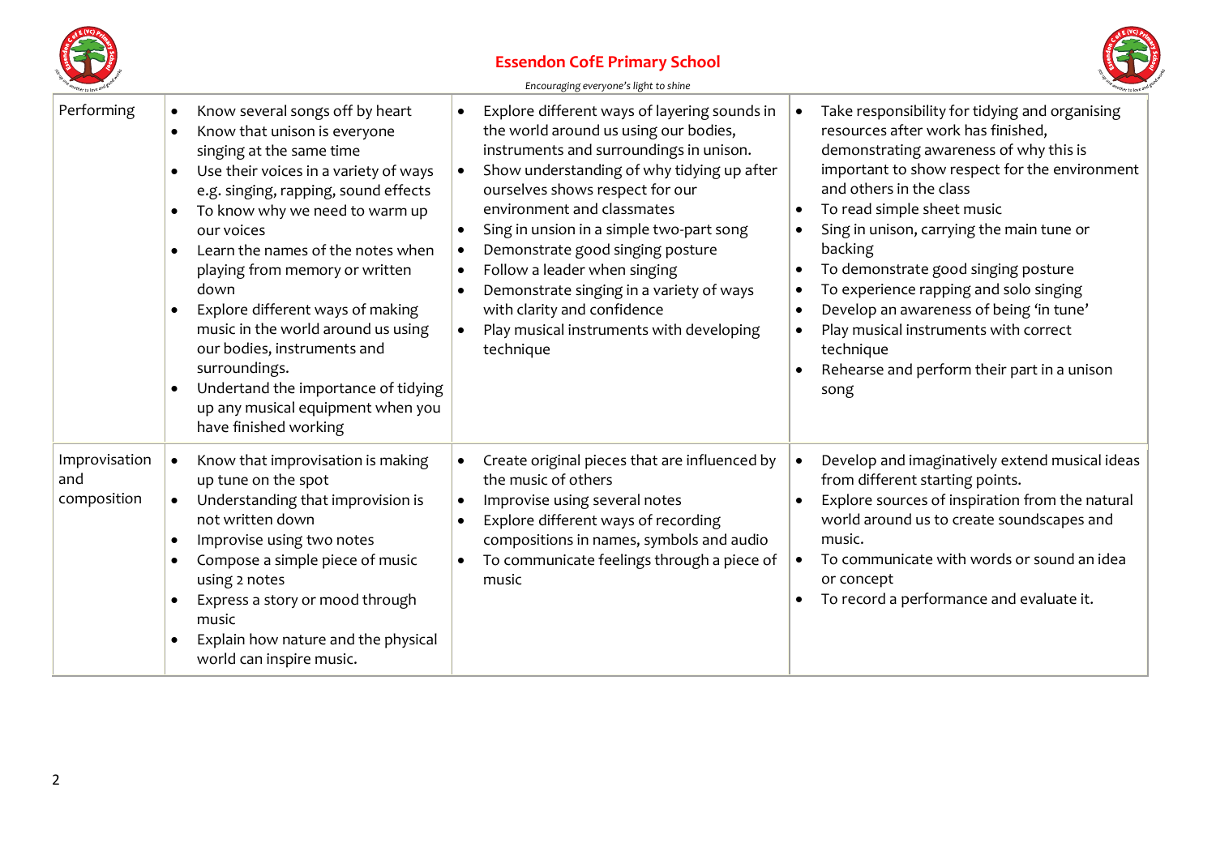| | | | |
|---|---|---|---|
| Performing | • Know several songs off by heart<br>• Know that unison is everyone singing at the same time<br>• Use their voices in a variety of ways e.g. singing, rapping, sound effects<br>• To know why we need to warm up our voices<br>• Learn the names of the notes when playing from memory or written down<br>• Explore different ways of making music in the world around us using our bodies, instruments and surroundings.<br>• Undertand the importance of tidying up any musical equipment when you have finished working | • Explore different ways of layering sounds in the world around us using our bodies, instruments and surroundings in unison.<br>• Show understanding of why tidying up after ourselves shows respect for our environment and classmates<br>• Sing in unison in a simple two-part song<br>• Demonstrate good singing posture<br>• Follow a leader when singing<br>• Demonstrate singing in a variety of ways with clarity and confidence<br>• Play musical instruments with developing technique | • Take responsibility for tidying and organising resources after work has finished, demonstrating awareness of why this is important to show respect for the environment and others in the class<br>• To read simple sheet music<br>• Sing in unison, carrying the main tune or backing<br>• To demonstrate good singing posture<br>• To experience rapping and solo singing<br>• Develop an awareness of being 'in tune'<br>• Play musical instruments with correct technique<br>• Rehearse and perform their part in a unison song |
| Improvisation and composition | • Know that improvisation is making up tune on the spot<br>• Understanding that improvision is not written down<br>• Improvise using two notes<br>• Compose a simple piece of music using 2 notes<br>• Express a story or mood through music<br>• Explain how nature and the physical world can inspire music. | • Create original pieces that are influenced by the music of others<br>• Improvise using several notes<br>• Explore different ways of recording compositions in names, symbols and audio<br>• To communicate feelings through a piece of music | • Develop and imaginatively extend musical ideas from different starting points.<br>• Explore sources of inspiration from the natural world around us to create soundscapes and music.<br>• To communicate with words or sound an idea or concept<br>• To record a performance and evaluate it. |